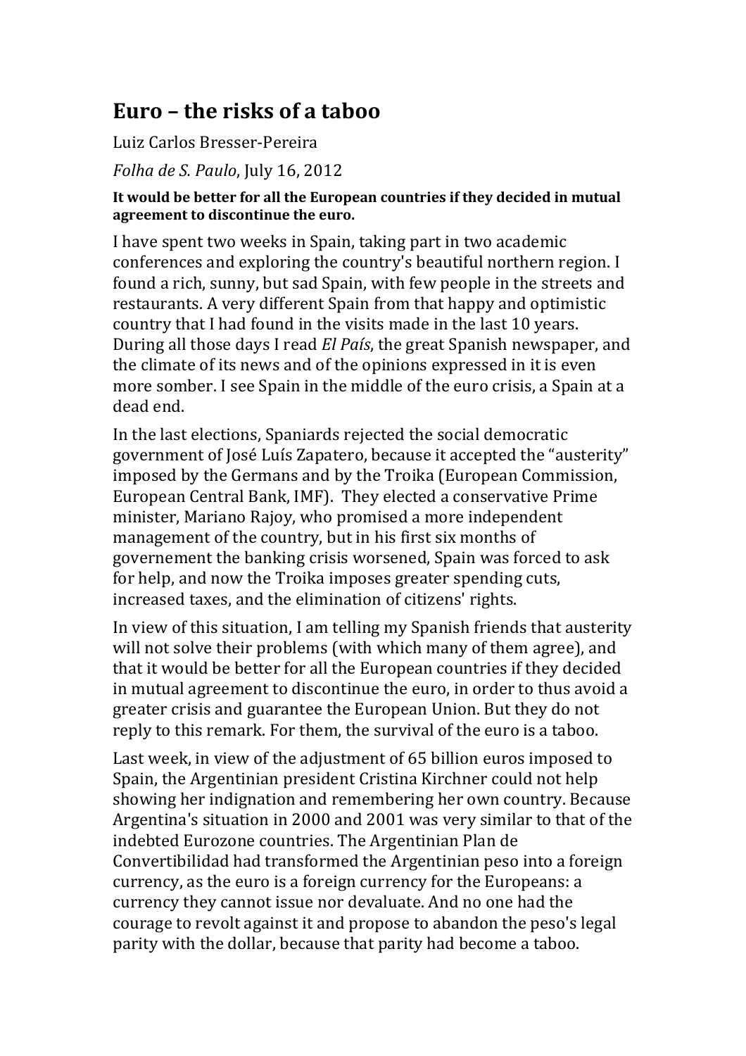# Euro – the risks of a taboo

Luiz Carlos Bresser-Pereira

*Folha de S. Paulo*, July 16, 2012

**It would be better for all the European countries if they decided in mutual agreement to discontinue the euro.**

I have spent two weeks in Spain, taking part in two academic conferences and exploring the country's beautiful northern region. I found a rich, sunny, but sad Spain, with few people in the streets and restaurants. A very different Spain from that happy and optimistic country that I had found in the visits made in the last 10 years. During all those days I read *El País*, the great Spanish newspaper, and the climate of its news and of the opinions expressed in it is even more somber. I see Spain in the middle of the euro crisis, a Spain at a dead end.

In the last elections, Spaniards rejected the social democratic government of José Luís Zapatero, because it accepted the "austerity" imposed by the Germans and by the Troika (European Commission, European Central Bank, IMF). They elected a conservative Prime minister, Mariano Rajoy, who promised a more independent management of the country, but in his first six months of governement the banking crisis worsened, Spain was forced to ask for help, and now the Troika imposes greater spending cuts, increased taxes, and the elimination of citizens' rights.

In view of this situation, I am telling my Spanish friends that austerity will not solve their problems (with which many of them agree), and that it would be better for all the European countries if they decided in mutual agreement to discontinue the euro, in order to thus avoid a greater crisis and guarantee the European Union. But they do not reply to this remark. For them, the survival of the euro is a taboo.

Last week, in view of the adjustment of 65 billion euros imposed to Spain, the Argentinian president Cristina Kirchner could not help showing her indignation and remembering her own country. Because Argentina's situation in 2000 and 2001 was very similar to that of the indebted Eurozone countries. The Argentinian Plan de Convertibilidad had transformed the Argentinian peso into a foreign currency, as the euro is a foreign currency for the Europeans: a currency they cannot issue nor devaluate. And no one had the courage to revolt against it and propose to abandon the peso's legal parity with the dollar, because that parity had become a taboo.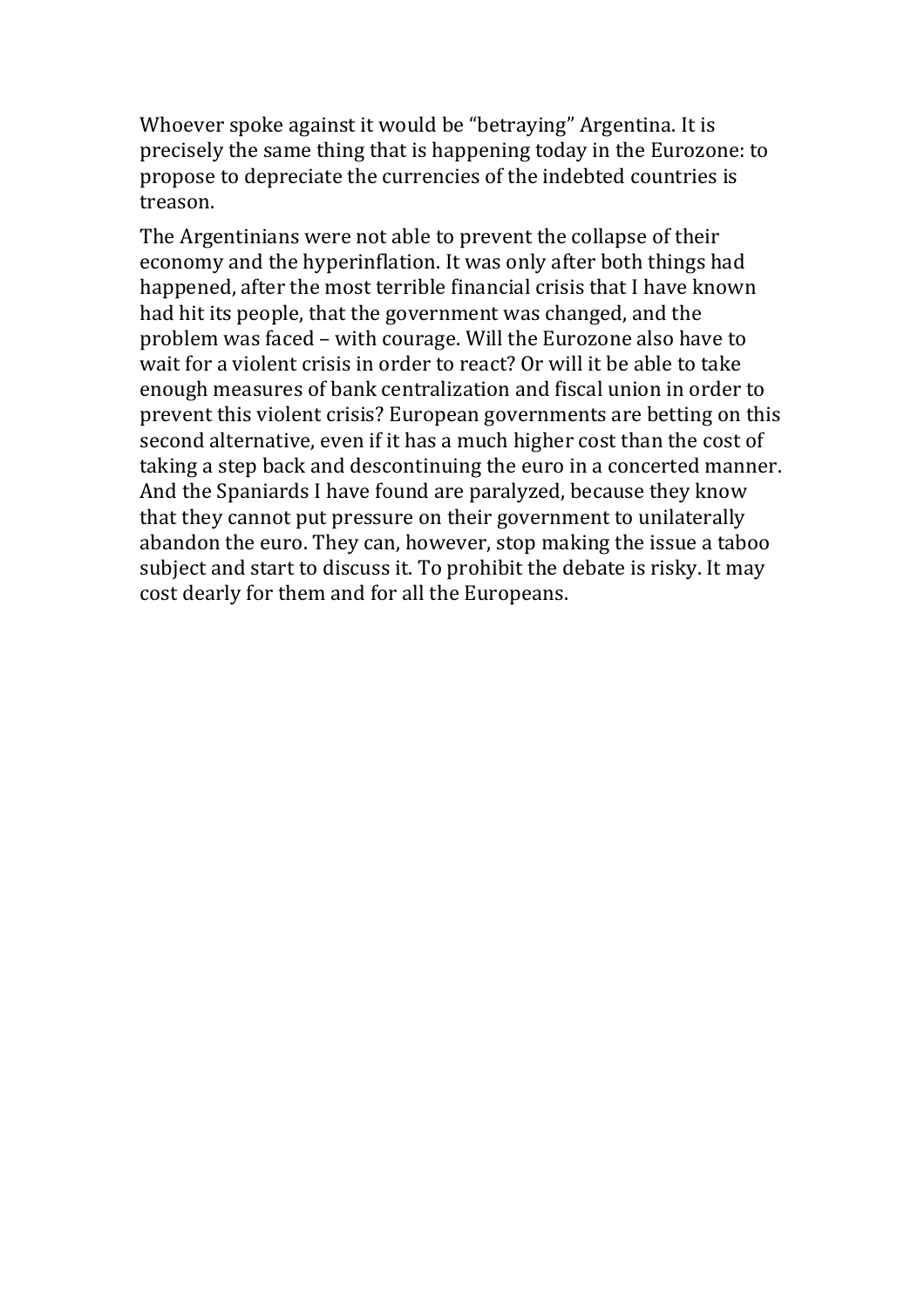Whoever spoke against it would be "betraying" Argentina. It is precisely the same thing that is happening today in the Eurozone: to propose to depreciate the currencies of the indebted countries is treason.

The Argentinians were not able to prevent the collapse of their economy and the hyperinflation. It was only after both things had happened, after the most terrible financial crisis that I have known had hit its people, that the government was changed, and the problem was faced – with courage. Will the Eurozone also have to wait for a violent crisis in order to react? Or will it be able to take enough measures of bank centralization and fiscal union in order to prevent this violent crisis? European governments are betting on this second alternative, even if it has a much higher cost than the cost of taking a step back and descontinuing the euro in a concerted manner. And the Spaniards I have found are paralyzed, because they know that they cannot put pressure on their government to unilaterally abandon the euro. They can, however, stop making the issue a taboo subject and start to discuss it. To prohibit the debate is risky. It may cost dearly for them and for all the Europeans.